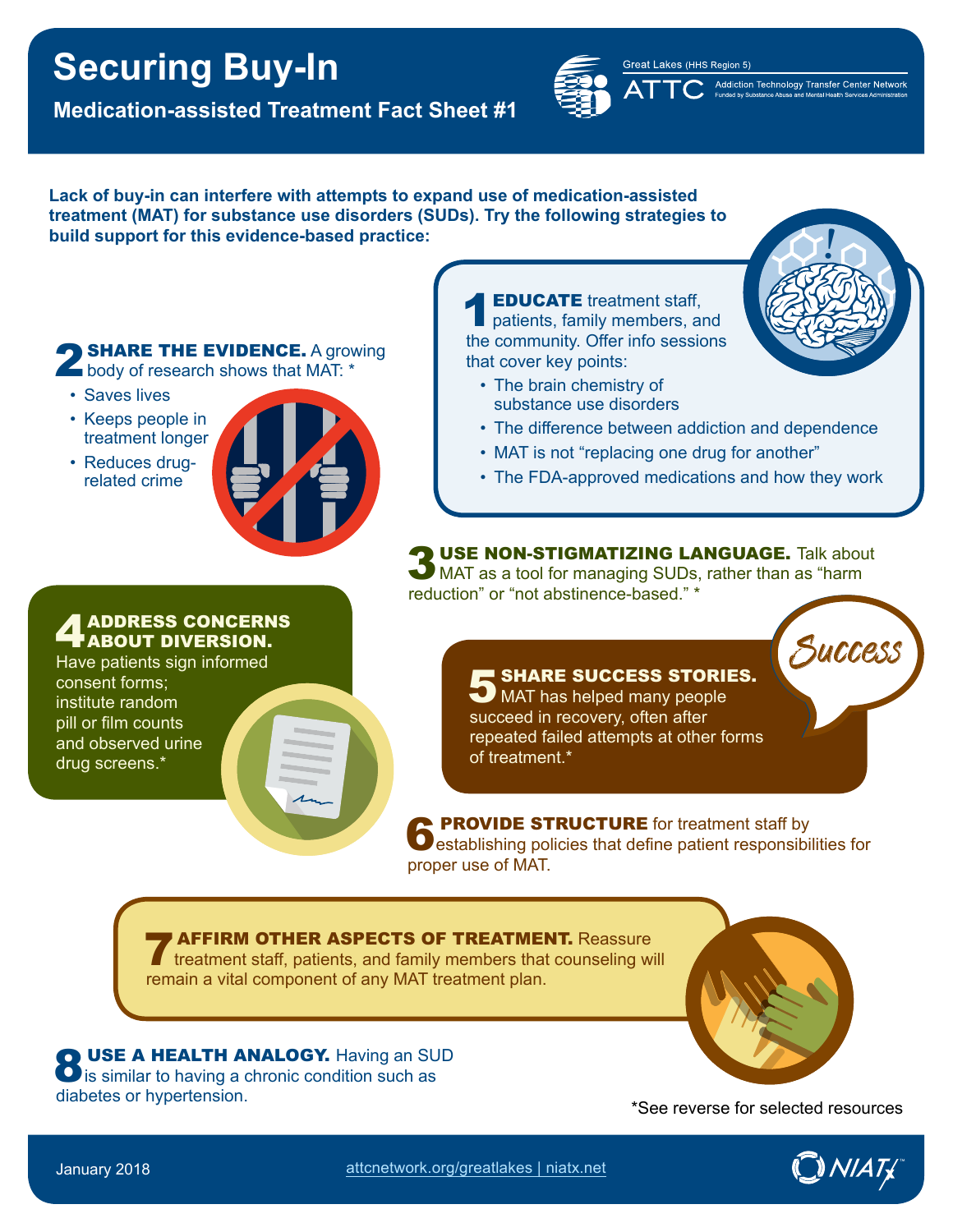# Securing Buy-In

## Medication-assisted Treatment Fact Sheet #1

Great Lakes (HHS Region 5)
ATTC Addiction Technology Transfer Center Network
Funded by Substance Abuse and Mental Health Services Administration

**Lack of buy-in can interfere with attempts to expand use of medication-assisted treatment (MAT) for substance use disorders (SUDs). Try the following strategies to build support for this evidence-based practice:**

**1 EDUCATE** treatment staff, patients, family members, and the community. Offer info sessions that cover key points:

- The brain chemistry of substance use disorders
- The difference between addiction and dependence
- MAT is not "replacing one drug for another"
- The FDA-approved medications and how they work

**2 SHARE THE EVIDENCE.** A growing body of research shows that MAT: *

- Saves lives
- Keeps people in treatment longer
- Reduces drug-related crime

**3 USE NON-STIGMATIZING LANGUAGE.** Talk about MAT as a tool for managing SUDs, rather than as "harm reduction" or "not abstinence-based." *

**4 ADDRESS CONCERNS ABOUT DIVERSION.** Have patients sign informed consent forms; institute random pill or film counts and observed urine drug screens.*

**5 SHARE SUCCESS STORIES.** MAT has helped many people succeed in recovery, often after repeated failed attempts at other forms of treatment.*

**6 PROVIDE STRUCTURE** for treatment staff by establishing policies that define patient responsibilities for proper use of MAT.

**7 AFFIRM OTHER ASPECTS OF TREATMENT.** Reassure treatment staff, patients, and family members that counseling will remain a vital component of any MAT treatment plan.

**8 USE A HEALTH ANALOGY.** Having an SUD is similar to having a chronic condition such as diabetes or hypertension.

*See reverse for selected resources

January 2018

attcnetwork.org/greatlakes | niatx.net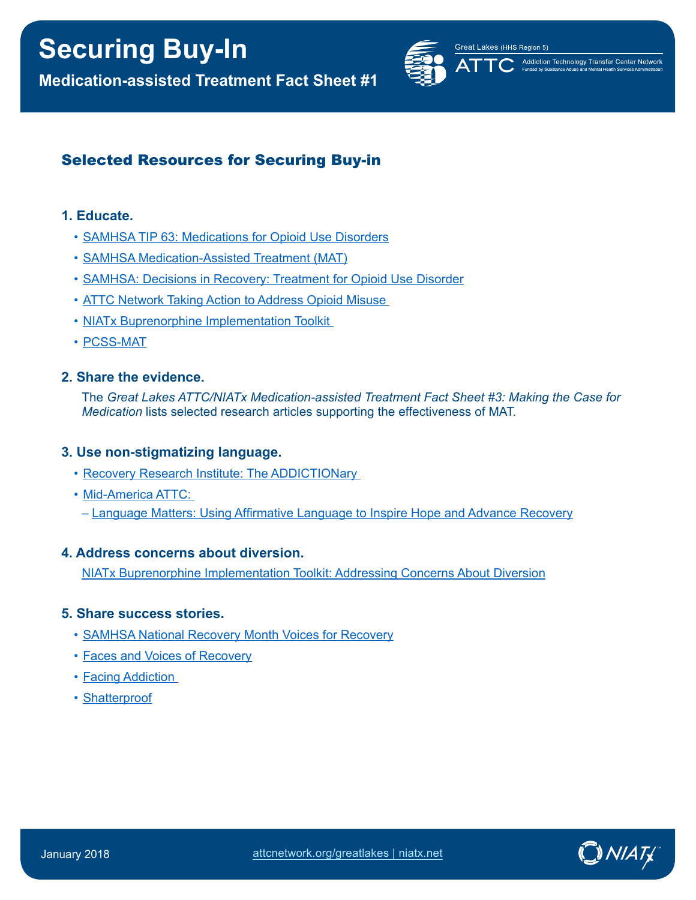# Securing Buy-In

**Medication-assisted Treatment Fact Sheet #1**

Great Lakes (HHS Region 5)
ATTC Addiction Technology Transfer Center Network
Funded by Substance Abuse and Mental Health Services Administration

## Selected Resources for Securing Buy-in

### 1. Educate.

- SAMHSA TIP 63: Medications for Opioid Use Disorders
- SAMHSA Medication-Assisted Treatment (MAT)
- SAMHSA: Decisions in Recovery: Treatment for Opioid Use Disorder
- ATTC Network Taking Action to Address Opioid Misuse
- NIATx Buprenorphine Implementation Toolkit
- PCSS-MAT

### 2. Share the evidence.

The *Great Lakes ATTC/NIATx Medication-assisted Treatment Fact Sheet #3: Making the Case for Medication* lists selected research articles supporting the effectiveness of MAT.

### 3. Use non-stigmatizing language.

- Recovery Research Institute: The ADDICTIONary
- Mid-America ATTC:
  – Language Matters: Using Affirmative Language to Inspire Hope and Advance Recovery

### 4. Address concerns about diversion.

NIATx Buprenorphine Implementation Toolkit: Addressing Concerns About Diversion

### 5. Share success stories.

- SAMHSA National Recovery Month Voices for Recovery
- Faces and Voices of Recovery
- Facing Addiction
- Shatterproof

January 2018

attcnetwork.org/greatlakes | niatx.net